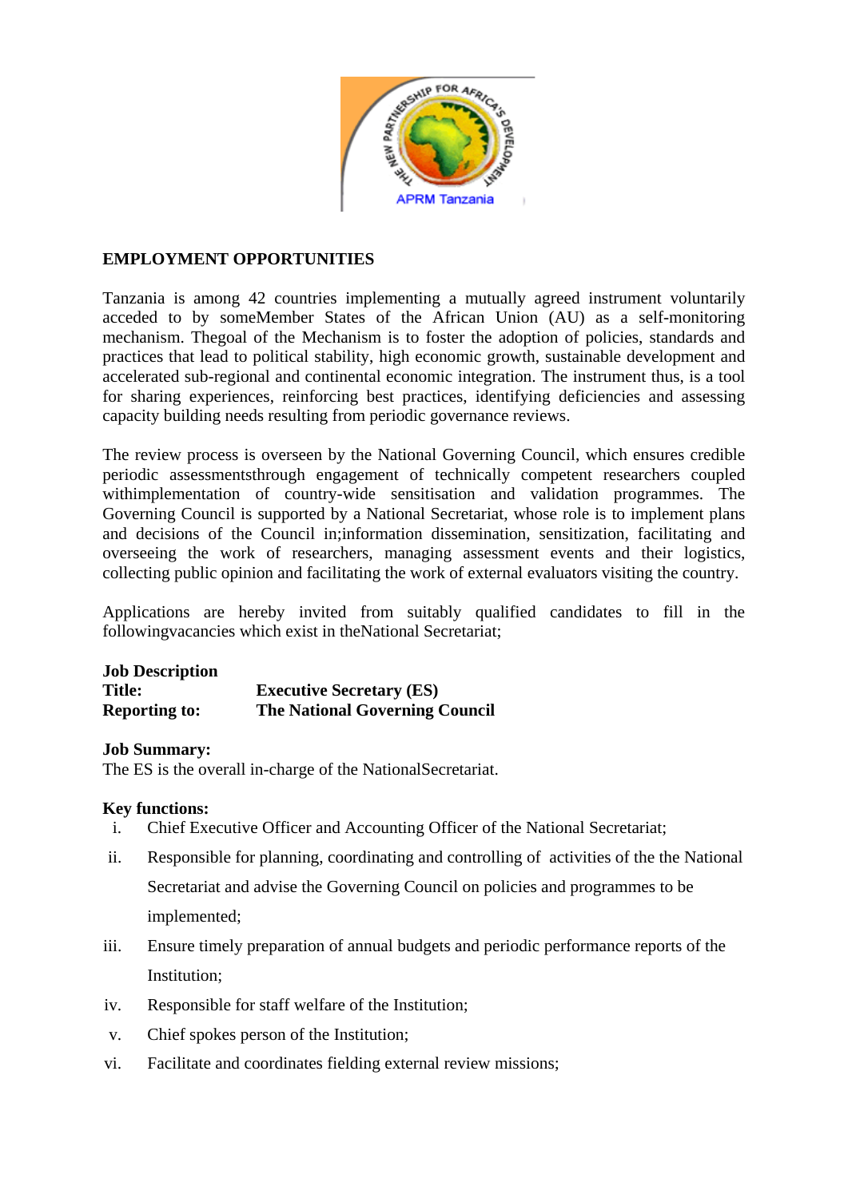APRM Tanzania

## EMPLOYMENT OPPORTUNITIES

Tanzania is among 42 countries implementing a mutually agreed instrument voluntarily acceded to by someMember States of the African Union (AU) as a self-monitoring mechanism. Thegoal of the Mechanism is to foster the adoption of policies, standards and practices that lead to political stability, high economic growth, sustainable development and accelerated sub-regional and continental economic integration. The instrument thus, is a tool for sharing experiences, reinforcing best practices, identifying deficiencies and assessing capacity building needs resulting from periodic governance reviews.

The review process is overseen by the National Governing Council, which ensures credible periodic assessmentsthrough engagement of technically competent researchers coupled withimplementation of country-wide sensitisation and validation programmes. The Governing Council is supported by a National Secretariat, whose role is to implement plans and decisions of the Council in;information dissemination, sensitization, facilitating and overseeing the work of researchers, managing assessment events and their logistics, collecting public opinion and facilitating the work of external evaluators visiting the country.

Applications are hereby invited from suitably qualified candidates to fill in the followingvacancies which exist in theNational Secretariat;

**Job Description**
**Title:** **Executive Secretary (ES)**
**Reporting to:** **The National Governing Council**

**Job Summary:**
The ES is the overall in-charge of the NationalSecretariat.

**Key functions:**

i. Chief Executive Officer and Accounting Officer of the National Secretariat;
ii. Responsible for planning, coordinating and controlling of activities of the the National Secretariat and advise the Governing Council on policies and programmes to be implemented;
iii. Ensure timely preparation of annual budgets and periodic performance reports of the Institution;
iv. Responsible for staff welfare of the Institution;
v. Chief spokes person of the Institution;
vi. Facilitate and coordinates fielding external review missions;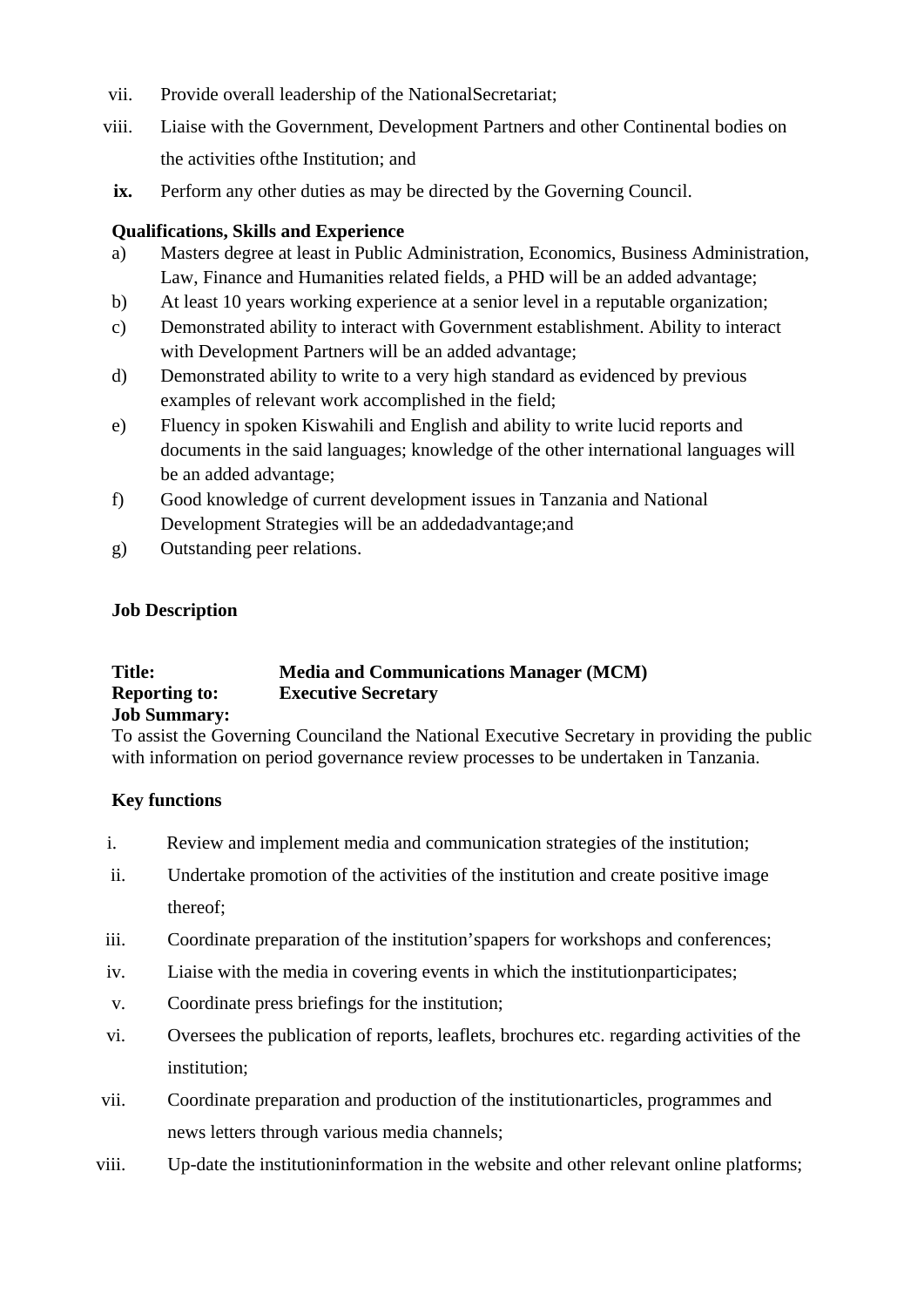vii. Provide overall leadership of the NationalSecretariat;

viii. Liaise with the Government, Development Partners and other Continental bodies on the activities ofthe Institution; and

**ix.** Perform any other duties as may be directed by the Governing Council.

**Qualifications, Skills and Experience**

a) Masters degree at least in Public Administration, Economics, Business Administration, Law, Finance and Humanities related fields, a PHD will be an added advantage;

b) At least 10 years working experience at a senior level in a reputable organization;

c) Demonstrated ability to interact with Government establishment. Ability to interact with Development Partners will be an added advantage;

d) Demonstrated ability to write to a very high standard as evidenced by previous examples of relevant work accomplished in the field;

e) Fluency in spoken Kiswahili and English and ability to write lucid reports and documents in the said languages; knowledge of the other international languages will be an added advantage;

f) Good knowledge of current development issues in Tanzania and National Development Strategies will be an addedadvantage;and

g) Outstanding peer relations.

**Job Description**

**Title:** **Media and Communications Manager (MCM)**
**Reporting to:** **Executive Secretary**
**Job Summary:**
To assist the Governing Counciland the National Executive Secretary in providing the public with information on period governance review processes to be undertaken in Tanzania.

**Key functions**

i. Review and implement media and communication strategies of the institution;

ii. Undertake promotion of the activities of the institution and create positive image thereof;

iii. Coordinate preparation of the institution'spapers for workshops and conferences;

iv. Liaise with the media in covering events in which the institutionparticipates;

v. Coordinate press briefings for the institution;

vi. Oversees the publication of reports, leaflets, brochures etc. regarding activities of the institution;

vii. Coordinate preparation and production of the institutionarticles, programmes and news letters through various media channels;

viii. Up-date the institutioninformation in the website and other relevant online platforms;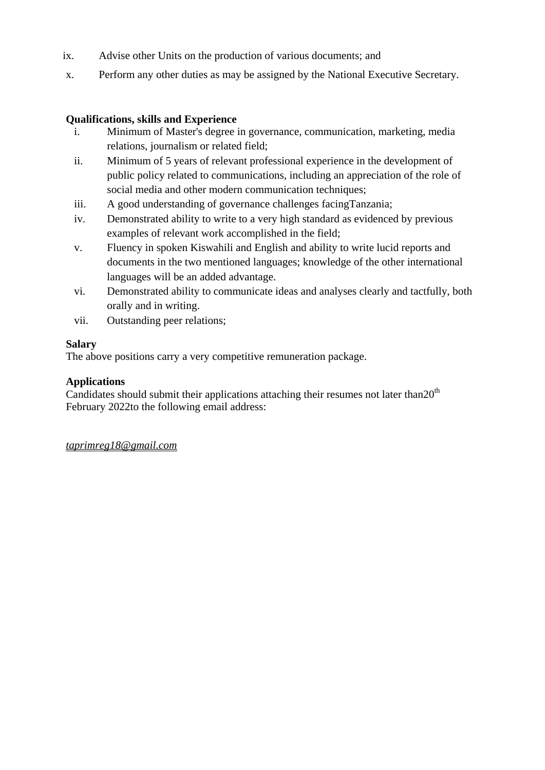ix. Advise other Units on the production of various documents; and

x. Perform any other duties as may be assigned by the National Executive Secretary.

**Qualifications, skills and Experience**

i. Minimum of Master's degree in governance, communication, marketing, media relations, journalism or related field;
ii. Minimum of 5 years of relevant professional experience in the development of public policy related to communications, including an appreciation of the role of social media and other modern communication techniques;
iii. A good understanding of governance challenges facingTanzania;
iv. Demonstrated ability to write to a very high standard as evidenced by previous examples of relevant work accomplished in the field;
v. Fluency in spoken Kiswahili and English and ability to write lucid reports and documents in the two mentioned languages; knowledge of the other international languages will be an added advantage.
vi. Demonstrated ability to communicate ideas and analyses clearly and tactfully, both orally and in writing.
vii. Outstanding peer relations;

**Salary**

The above positions carry a very competitive remuneration package.

**Applications**

Candidates should submit their applications attaching their resumes not later than20th February 2022to the following email address:

*taprimreg18@gmail.com*